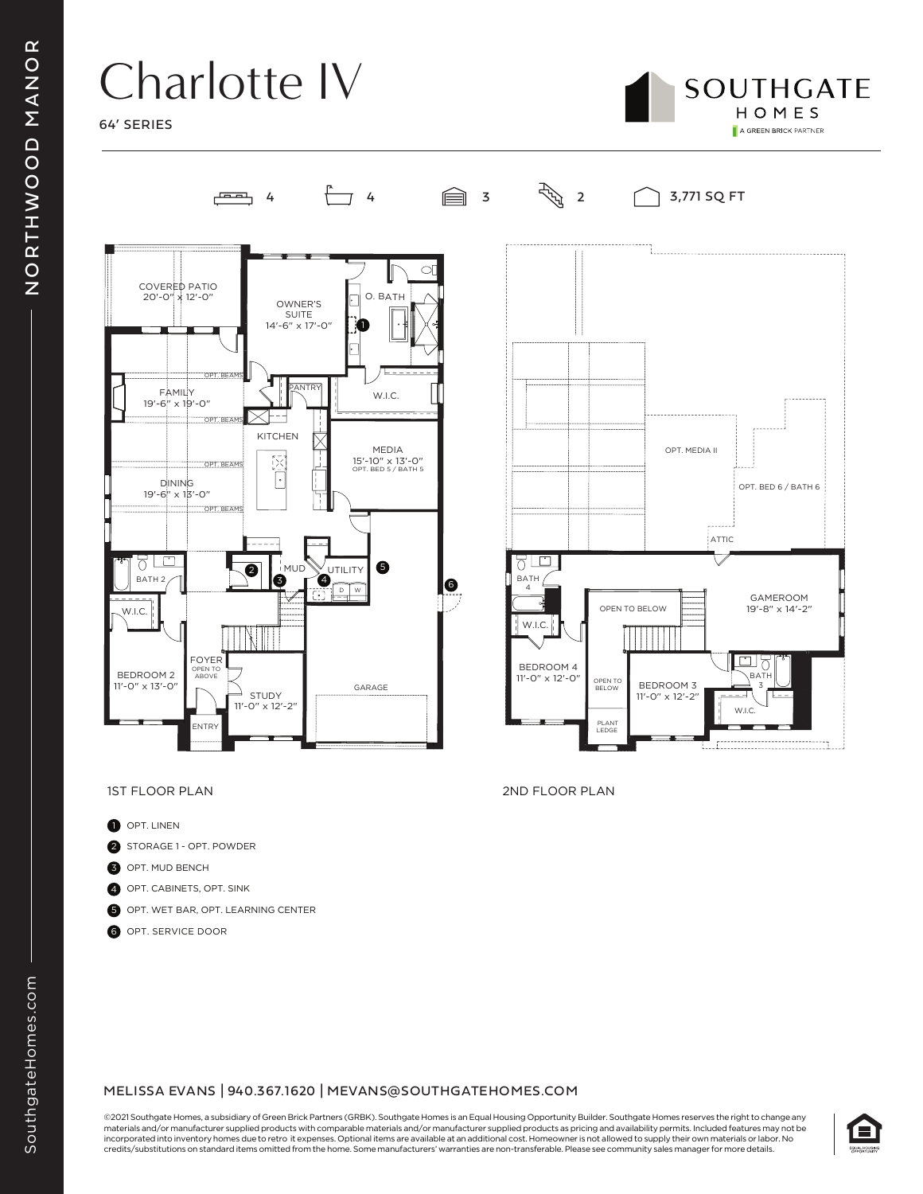# Charlotte IV

64' SERIES

SOUTHGATE HOMES
A GREEN BRICK PARTNER

4 | 4 | 3 | 2 | 3,771 SQ FT

1ST FLOOR PLAN

COVERED PATIO 20'-0" x 12'-0"
OWNER'S SUITE 14'-6" x 17'-0"
O. BATH
W.I.C.
PANTRY
FAMILY 19'-6" x 19'-0"
OPT. BEAMS
KITCHEN
MEDIA 15'-10" x 13'-0" OPT. BED 5 / BATH 5
DINING 19'-6" x 13'-0"
BATH 2
W.I.C.
MUD
UTILITY
BEDROOM 2 11'-0" x 13'-0"
FOYER OPEN TO ABOVE
STUDY 11'-0" x 12'-2"
GARAGE
ENTRY

2ND FLOOR PLAN

OPT. MEDIA II
OPT. BED 6 / BATH 6
ATTIC
BATH 4
W.I.C.
OPEN TO BELOW
GAMEROOM 19'-8" x 14'-2"
BEDROOM 4 11'-0" x 12'-0"
BEDROOM 3 11'-0" x 12'-2"
BATH 3
W.I.C.
PLANT LEDGE

1. OPT. LINEN
2. STORAGE 1 - OPT. POWDER
3. OPT. MUD BENCH
4. OPT. CABINETS, OPT. SINK
5. OPT. WET BAR, OPT. LEARNING CENTER
6. OPT. SERVICE DOOR

MELISSA EVANS | 940.367.1620 | MEVANS@SOUTHGATEHOMES.COM

©2021 Southgate Homes, a subsidiary of Green Brick Partners (GRBK). Southgate Homes is an Equal Housing Opportunity Builder. Southgate Homes reserves the right to change any materials and/or manufacturer supplied products with comparable materials and/or manufacturer supplied products as pricing and availability permits. Included features may not be incorporated into inventory homes due to retro it expenses. Optional items are available at an additional cost. Homeowner is not allowed to supply their own materials or labor. No credits/substitutions on standard items omitted from the home. Some manufacturers' warranties are non-transferable. Please see community sales manager for more details.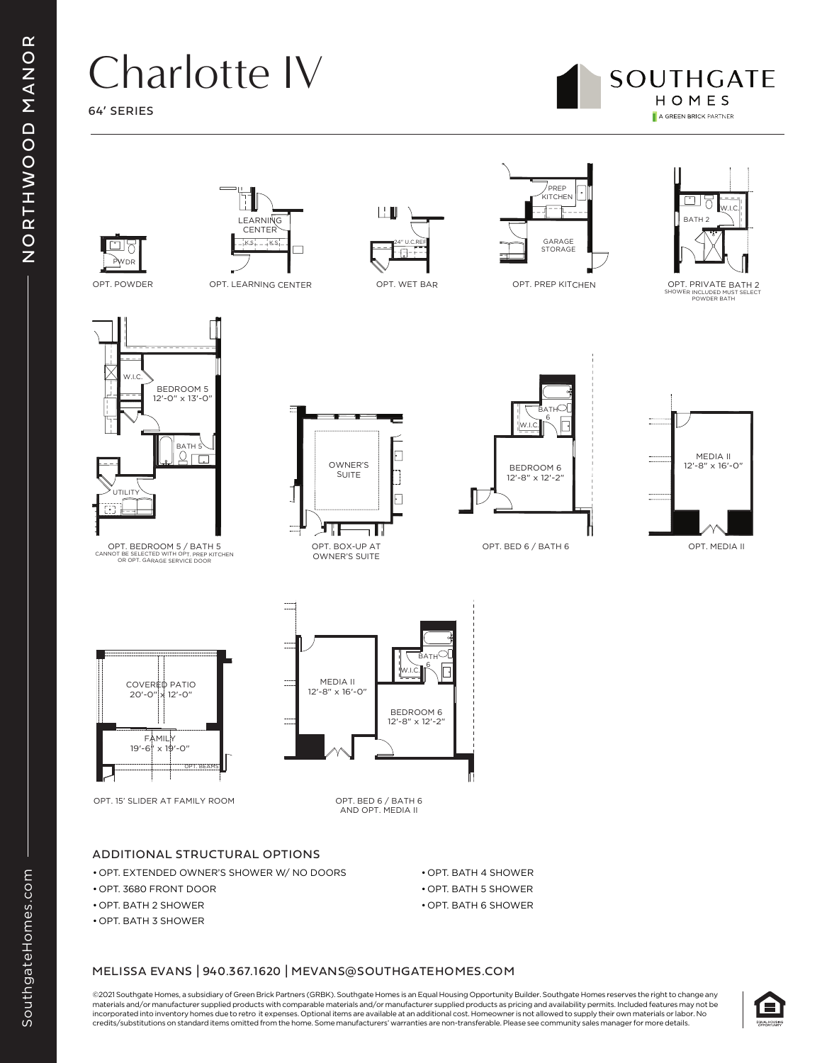# Charlotte IV

64' SERIES

SOUTHGATE HOMES

A GREEN BRICK PARTNER

PWDR

OPT. POWDER

LEARNING CENTER

K.S. K.S.

OPT. LEARNING CENTER

24" U.C.REF

OPT. WET BAR

PREP KITCHEN

GARAGE STORAGE

OPT. PREP KITCHEN

BATH 2

W.I.C.

OPT. PRIVATE BATH 2
SHOWER INCLUDED MUST SELECT POWDER BATH

W.I.C.

BEDROOM 5
12'-0" x 13'-0"

BATH 5

UTILITY

OPT. BEDROOM 5 / BATH 5
CANNOT BE SELECTED WITH OPT. PREP KITCHEN OR OPT. GARAGE SERVICE DOOR

OWNER'S SUITE

OPT. BOX-UP AT OWNER'S SUITE

BATH 6

W.I.C.

BEDROOM 6
12'-8" x 12'-2"

OPT. BED 6 / BATH 6

MEDIA II
12'-8" x 16'-0"

OPT. MEDIA II

COVERED PATIO
20'-0" x 12'-0"

FAMILY
19'-6" x 19'-0"

OPT. BEAMS

OPT. 15' SLIDER AT FAMILY ROOM

MEDIA II
12'-8" x 16'-0"

BATH 6

W.I.C.

BEDROOM 6
12'-8" x 12'-2"

OPT. BED 6 / BATH 6 AND OPT. MEDIA II

## ADDITIONAL STRUCTURAL OPTIONS

- OPT. EXTENDED OWNER'S SHOWER W/ NO DOORS
- OPT. 3680 FRONT DOOR
- OPT. BATH 2 SHOWER
- OPT. BATH 3 SHOWER
- OPT. BATH 4 SHOWER
- OPT. BATH 5 SHOWER
- OPT. BATH 6 SHOWER

MELISSA EVANS | 940.367.1620 | MEVANS@SOUTHGATEHOMES.COM

©2021 Southgate Homes, a subsidiary of Green Brick Partners (GRBK). Southgate Homes is an Equal Housing Opportunity Builder. Southgate Homes reserves the right to change any materials and/or manufacturer supplied products with comparable materials and/or manufacturer supplied products as pricing and availability permits. Included features may not be incorporated into inventory homes due to retro it expenses. Optional items are available at an additional cost. Homeowner is not allowed to supply their own materials or labor. No credits/substitutions on standard items omitted from the home. Some manufacturers' warranties are non-transferable. Please see community sales manager for more details.

NORTHWOOD MANOR

SouthgateHomes.com